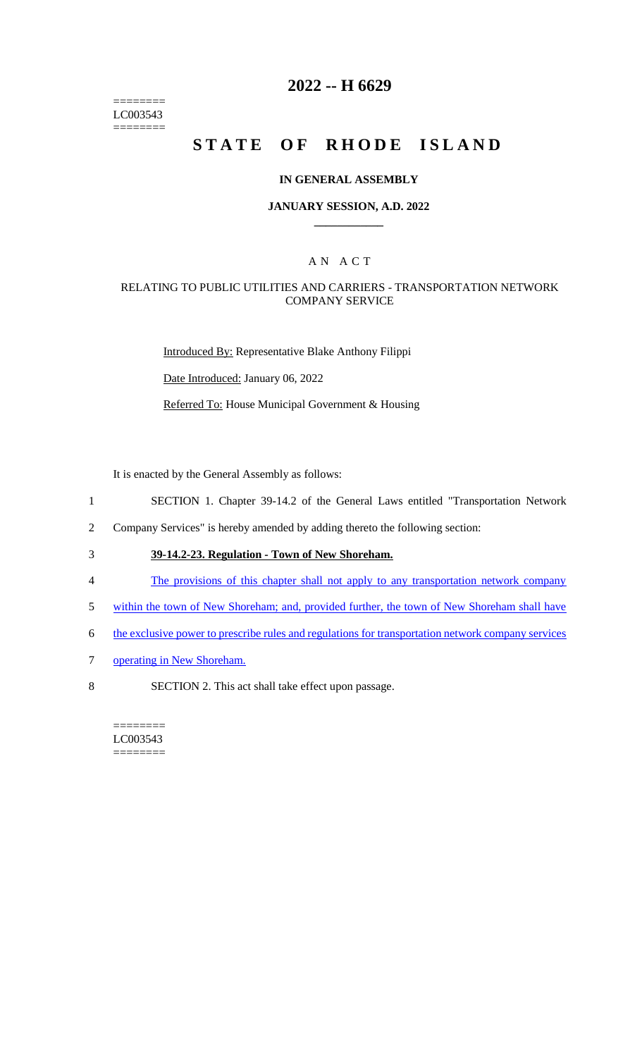========
LC003543
========

# 2022 -- H 6629

# STATE OF RHODE ISLAND

### IN GENERAL ASSEMBLY

### JANUARY SESSION, A.D. 2022

## AN ACT

### RELATING TO PUBLIC UTILITIES AND CARRIERS - TRANSPORTATION NETWORK COMPANY SERVICE

Introduced By: Representative Blake Anthony Filippi

Date Introduced: January 06, 2022

Referred To: House Municipal Government & Housing

It is enacted by the General Assembly as follows:

1 SECTION 1. Chapter 39-14.2 of the General Laws entitled "Transportation Network
2 Company Services" is hereby amended by adding thereto the following section:

3 **39-14.2-23. Regulation - Town of New Shoreham.**

4 The provisions of this chapter shall not apply to any transportation network company
5 within the town of New Shoreham; and, provided further, the town of New Shoreham shall have
6 the exclusive power to prescribe rules and regulations for transportation network company services
7 operating in New Shoreham.

8 SECTION 2. This act shall take effect upon passage.

========
LC003543
========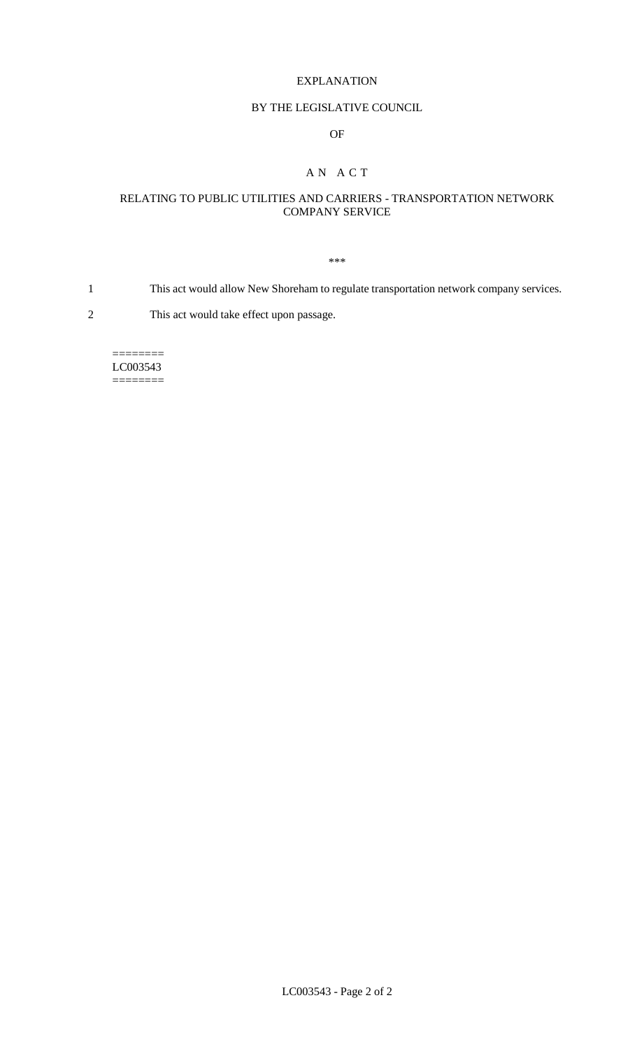EXPLANATION

BY THE LEGISLATIVE COUNCIL

OF

# A N A C T

RELATING TO PUBLIC UTILITIES AND CARRIERS - TRANSPORTATION NETWORK COMPANY SERVICE

\*\*\*

1 This act would allow New Shoreham to regulate transportation network company services.

2 This act would take effect upon passage.

========
LC003543
========